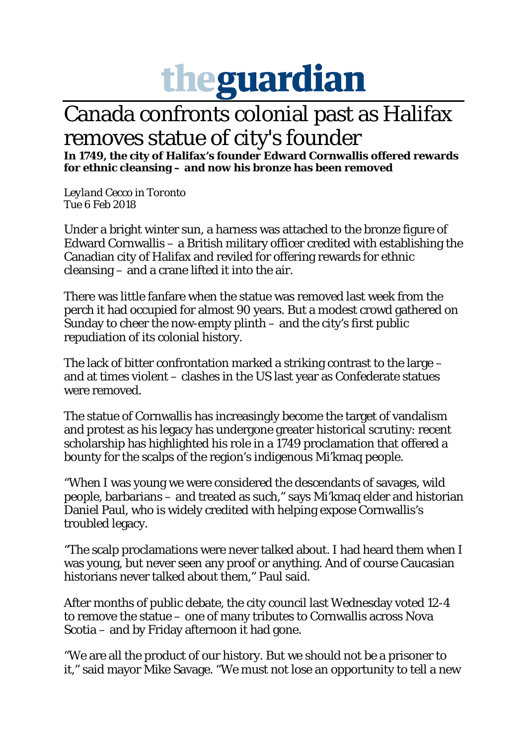# theguardian

# Canada confronts colonial past as Halifax removes statue of city's founder

**In 1749, the city of Halifax's founder Edward Cornwallis offered rewards for ethnic cleansing – and now his bronze has been removed**

*Leyland Cecco in Toronto*
Tue 6 Feb 2018

Under a bright winter sun, a harness was attached to the bronze figure of Edward Cornwallis – a British military officer credited with establishing the Canadian city of Halifax and reviled for offering rewards for ethnic cleansing – and a crane lifted it into the air.

There was little fanfare when the statue was removed last week from the perch it had occupied for almost 90 years. But a modest crowd gathered on Sunday to cheer the now-empty plinth – and the city's first public repudiation of its colonial history.

The lack of bitter confrontation marked a striking contrast to the large – and at times violent – clashes in the US last year as Confederate statues were removed.

The statue of Cornwallis has increasingly become the target of vandalism and protest as his legacy has undergone greater historical scrutiny: recent scholarship has highlighted his role in a 1749 proclamation that offered a bounty for the scalps of the region's indigenous Mi'kmaq people.

"When I was young we were considered the descendants of savages, wild people, barbarians – and treated as such," says Mi'kmaq elder and historian Daniel Paul, who is widely credited with helping expose Cornwallis's troubled legacy.

"The scalp proclamations were never talked about. I had heard them when I was young, but never seen any proof or anything. And of course Caucasian historians never talked about them," Paul said.

After months of public debate, the city council last Wednesday voted 12-4 to remove the statue – one of many tributes to Cornwallis across Nova Scotia – and by Friday afternoon it had gone.

"We are all the product of our history. But we should not be a prisoner to it," said mayor Mike Savage. "We must not lose an opportunity to tell a new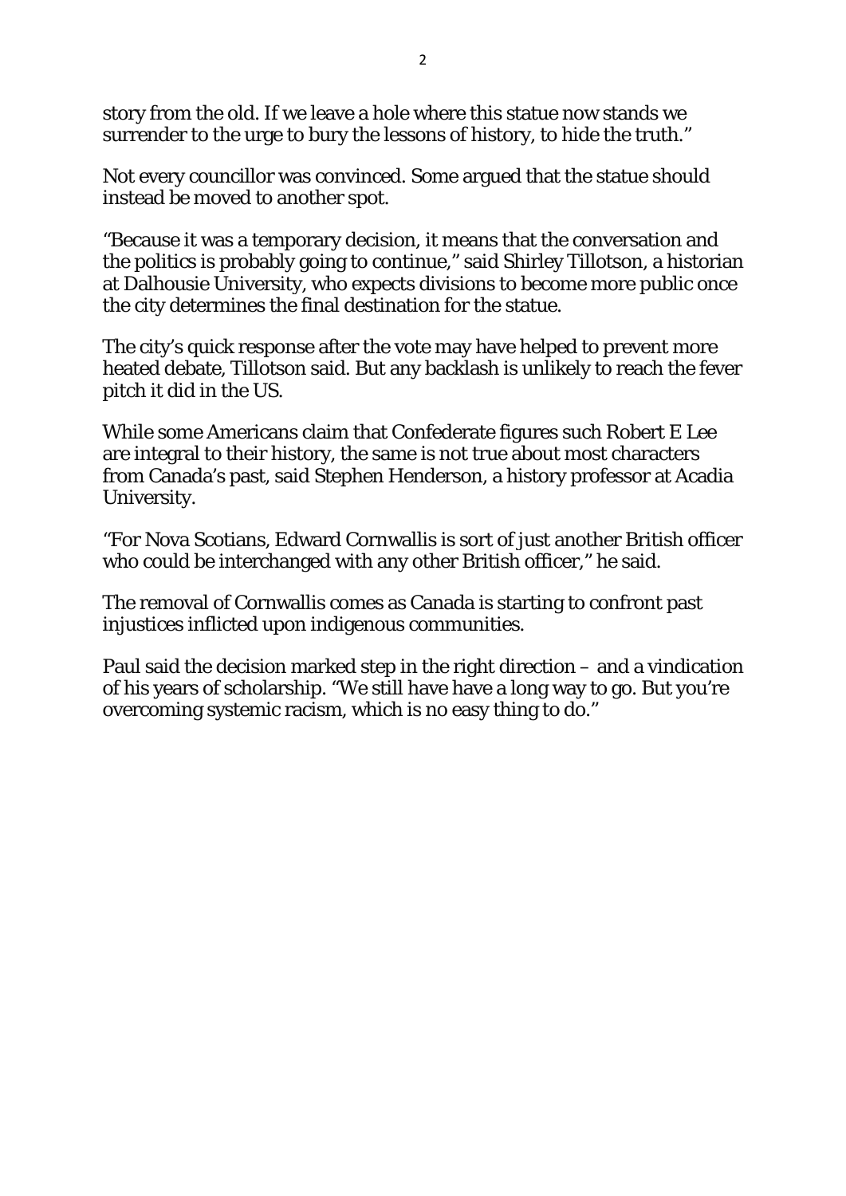story from the old. If we leave a hole where this statue now stands we surrender to the urge to bury the lessons of history, to hide the truth."

Not every councillor was convinced. Some argued that the statue should instead be moved to another spot.

"Because it was a temporary decision, it means that the conversation and the politics is probably going to continue," said Shirley Tillotson, a historian at Dalhousie University, who expects divisions to become more public once the city determines the final destination for the statue.

The city's quick response after the vote may have helped to prevent more heated debate, Tillotson said. But any backlash is unlikely to reach the fever pitch it did in the US.

While some Americans claim that Confederate figures such Robert E Lee are integral to their history, the same is not true about most characters from Canada's past, said Stephen Henderson, a history professor at Acadia University.

"For Nova Scotians, Edward Cornwallis is sort of just another British officer who could be interchanged with any other British officer," he said.

The removal of Cornwallis comes as Canada is starting to confront past injustices inflicted upon indigenous communities.

Paul said the decision marked step in the right direction – and a vindication of his years of scholarship. "We still have have a long way to go. But you're overcoming systemic racism, which is no easy thing to do."